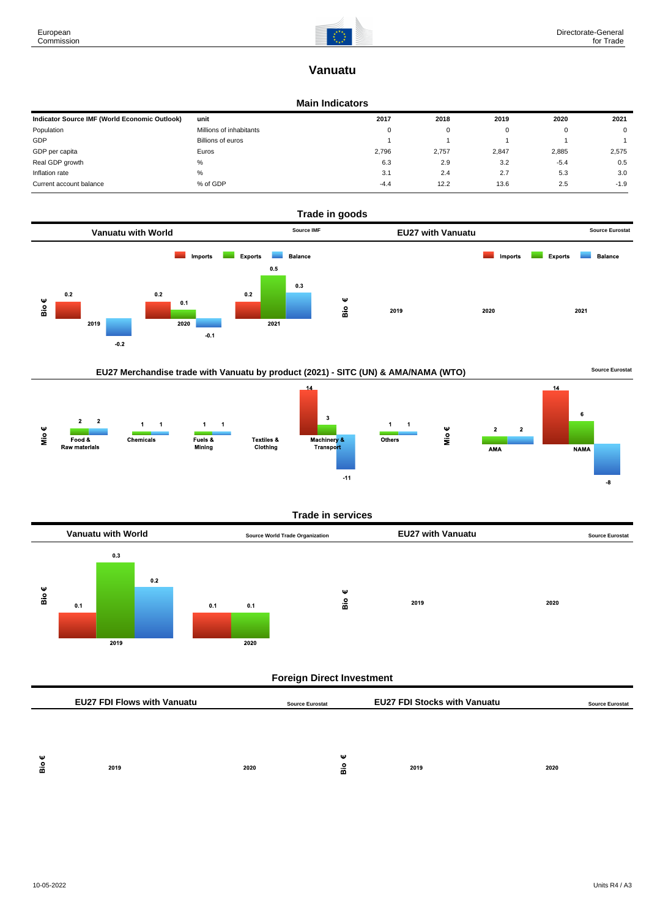# Vanuatu

## Main Indicators

| Indicator Source IMF (World Economic Outlook) | unit | 2017 | 2018 | 2019 | 2020 | 2021 |
|---|---|---|---|---|---|---|
| Population | Millions of inhabitants | 0 | 0 | 0 | 0 | 0 |
| GDP | Billions of euros | 1 | 1 | 1 | 1 | 1 |
| GDP per capita | Euros | 2,796 | 2,757 | 2,847 | 2,885 | 2,575 |
| Real GDP growth | % | 6.3 | 2.9 | 3.2 | -5.4 | 0.5 |
| Inflation rate | % | 3.1 | 2.4 | 2.7 | 5.3 | 3.0 |
| Current account balance | % of GDP | -4.4 | 12.2 | 13.6 | 2.5 | -1.9 |

## Trade in goods

### Vanuatu with World

Source IMF

Bio €

| | Imports | Exports | Balance |
|---|---|---|---|
| 2019 | 0.2 | | -0.2 |
| 2020 | 0.2 | 0.1 | -0.1 |
| 2021 | 0.2 | 0.5 | 0.3 |

### EU27 with Vanuatu

Source Eurostat

Bio €

Imports | Exports | Balance

2019 | 2020 | 2021

### EU27 Merchandise trade with Vanuatu by product (2021) - SITC (UN) & AMA/NAMA (WTO)

Source Eurostat

Mio €

| | Imports | Exports | Balance |
|---|---|---|---|
| Food & Raw materials | | 2 | 2 |
| Chemicals | | 1 | 1 |
| Fuels & Mining | | 1 | 1 |
| Textiles & Clothing | | | |
| Machinery & Transport | 14 | 3 | -11 |
| Others | | 1 | 1 |

Mio €

| | Imports | Exports | Balance |
|---|---|---|---|
| AMA | | 2 | 2 |
| NAMA | 14 | 6 | -8 |

## Trade in services

### Vanuatu with World

Source World Trade Organization

Bio €

| | Imports | Exports | Balance |
|---|---|---|---|
| 2019 | 0.1 | 0.3 | 0.2 |
| 2020 | 0.1 | 0.1 | |

### EU27 with Vanuatu

Source Eurostat

Bio €

2019 | 2020

## Foreign Direct Investment

### EU27 FDI Flows with Vanuatu

Source Eurostat

Bio €

2019 | 2020

### EU27 FDI Stocks with Vanuatu

Source Eurostat

Bio €

2019 | 2020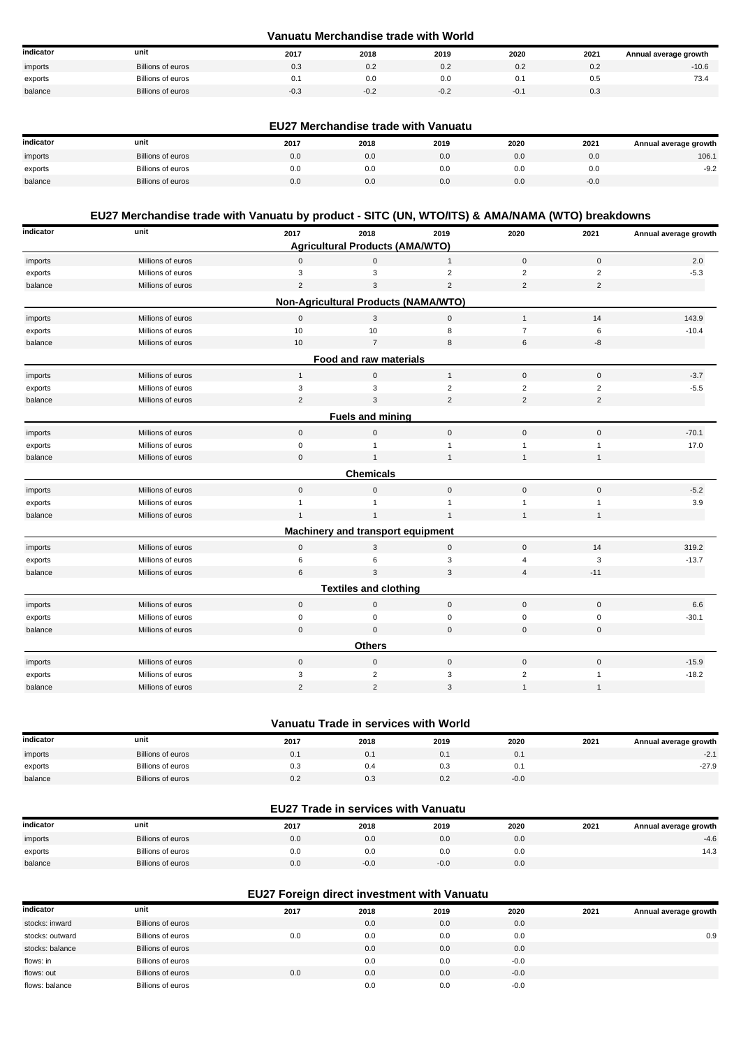## Vanuatu Merchandise trade with World

| indicator | unit | 2017 | 2018 | 2019 | 2020 | 2021 | Annual average growth |
|---|---|---|---|---|---|---|---|
| imports | Billions of euros | 0.3 | 0.2 | 0.2 | 0.2 | 0.2 | -10.6 |
| exports | Billions of euros | 0.1 | 0.0 | 0.0 | 0.1 | 0.5 | 73.4 |
| balance | Billions of euros | -0.3 | -0.2 | -0.2 | -0.1 | 0.3 | |

## EU27 Merchandise trade with Vanuatu

| indicator | unit | 2017 | 2018 | 2019 | 2020 | 2021 | Annual average growth |
|---|---|---|---|---|---|---|---|
| imports | Billions of euros | 0.0 | 0.0 | 0.0 | 0.0 | 0.0 | 106.1 |
| exports | Billions of euros | 0.0 | 0.0 | 0.0 | 0.0 | 0.0 | -9.2 |
| balance | Billions of euros | 0.0 | 0.0 | 0.0 | 0.0 | -0.0 | |

## EU27 Merchandise trade with Vanuatu by product - SITC (UN, WTO/ITS) & AMA/NAMA (WTO) breakdowns

| indicator | unit | 2017 | 2018 | 2019 | 2020 | 2021 | Annual average growth |
|---|---|---|---|---|---|---|---|
| | | | **Agricultural Products (AMA/WTO)** | | | | |
| imports | Millions of euros | 0 | 0 | 1 | 0 | 0 | 2.0 |
| exports | Millions of euros | 3 | 3 | 2 | 2 | 2 | -5.3 |
| balance | Millions of euros | 2 | 3 | 2 | 2 | 2 | |
| | | | **Non-Agricultural Products (NAMA/WTO)** | | | | |
| imports | Millions of euros | 0 | 3 | 0 | 1 | 14 | 143.9 |
| exports | Millions of euros | 10 | 10 | 8 | 7 | 6 | -10.4 |
| balance | Millions of euros | 10 | 7 | 8 | 6 | -8 | |
| | | | **Food and raw materials** | | | | |
| imports | Millions of euros | 1 | 0 | 1 | 0 | 0 | -3.7 |
| exports | Millions of euros | 3 | 3 | 2 | 2 | 2 | -5.5 |
| balance | Millions of euros | 2 | 3 | 2 | 2 | 2 | |
| | | | **Fuels and mining** | | | | |
| imports | Millions of euros | 0 | 0 | 0 | 0 | 0 | -70.1 |
| exports | Millions of euros | 0 | 1 | 1 | 1 | 1 | 17.0 |
| balance | Millions of euros | 0 | 1 | 1 | 1 | 1 | |
| | | | **Chemicals** | | | | |
| imports | Millions of euros | 0 | 0 | 0 | 0 | 0 | -5.2 |
| exports | Millions of euros | 1 | 1 | 1 | 1 | 1 | 3.9 |
| balance | Millions of euros | 1 | 1 | 1 | 1 | 1 | |
| | | | **Machinery and transport equipment** | | | | |
| imports | Millions of euros | 0 | 3 | 0 | 0 | 14 | 319.2 |
| exports | Millions of euros | 6 | 6 | 3 | 4 | 3 | -13.7 |
| balance | Millions of euros | 6 | 3 | 3 | 4 | -11 | |
| | | | **Textiles and clothing** | | | | |
| imports | Millions of euros | 0 | 0 | 0 | 0 | 0 | 6.6 |
| exports | Millions of euros | 0 | 0 | 0 | 0 | 0 | -30.1 |
| balance | Millions of euros | 0 | 0 | 0 | 0 | 0 | |
| | | | **Others** | | | | |
| imports | Millions of euros | 0 | 0 | 0 | 0 | 0 | -15.9 |
| exports | Millions of euros | 3 | 2 | 3 | 2 | 1 | -18.2 |
| balance | Millions of euros | 2 | 2 | 3 | 1 | 1 | |

## Vanuatu Trade in services with World

| indicator | unit | 2017 | 2018 | 2019 | 2020 | 2021 | Annual average growth |
|---|---|---|---|---|---|---|---|
| imports | Billions of euros | 0.1 | 0.1 | 0.1 | 0.1 | | -2.1 |
| exports | Billions of euros | 0.3 | 0.4 | 0.3 | 0.1 | | -27.9 |
| balance | Billions of euros | 0.2 | 0.3 | 0.2 | -0.0 | | |

## EU27 Trade in services with Vanuatu

| indicator | unit | 2017 | 2018 | 2019 | 2020 | 2021 | Annual average growth |
|---|---|---|---|---|---|---|---|
| imports | Billions of euros | 0.0 | 0.0 | 0.0 | 0.0 | | -4.6 |
| exports | Billions of euros | 0.0 | 0.0 | 0.0 | 0.0 | | 14.3 |
| balance | Billions of euros | 0.0 | -0.0 | -0.0 | 0.0 | | |

## EU27 Foreign direct investment with Vanuatu

| indicator | unit | 2017 | 2018 | 2019 | 2020 | 2021 | Annual average growth |
|---|---|---|---|---|---|---|---|
| stocks: inward | Billions of euros | | 0.0 | 0.0 | 0.0 | | |
| stocks: outward | Billions of euros | 0.0 | 0.0 | 0.0 | 0.0 | | 0.9 |
| stocks: balance | Billions of euros | | 0.0 | 0.0 | 0.0 | | |
| flows: in | Billions of euros | | 0.0 | 0.0 | -0.0 | | |
| flows: out | Billions of euros | 0.0 | 0.0 | 0.0 | -0.0 | | |
| flows: balance | Billions of euros | | 0.0 | 0.0 | -0.0 | | |